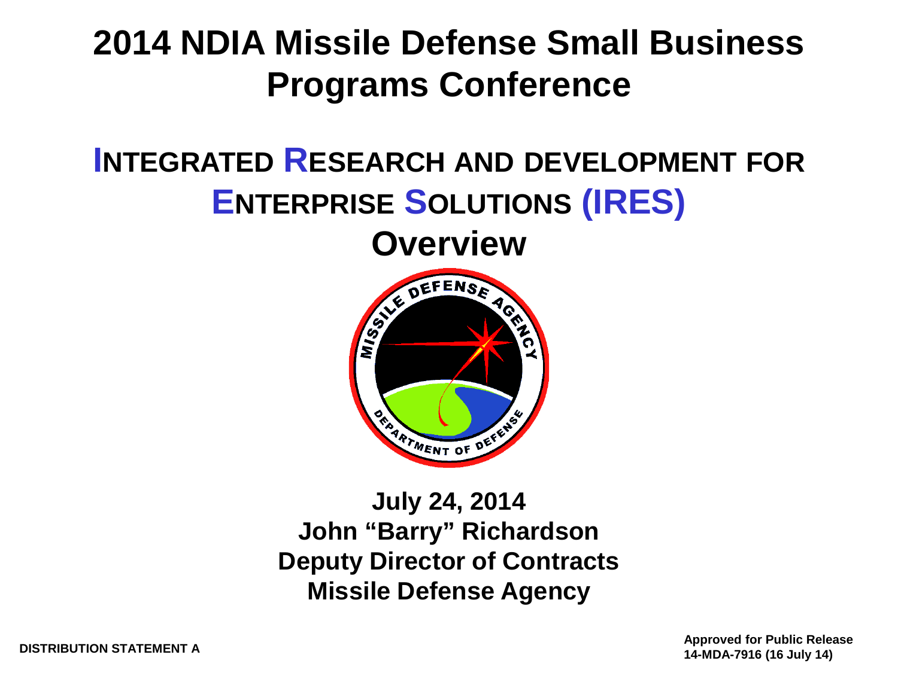# 2014 NDIA Missile Defense Small Business Programs Conference

## INTEGRATED RESEARCH AND DEVELOPMENT FOR ENTERPRISE SOLUTIONS (IRES)

## Overview

**July 24, 2014**
**John "Barry" Richardson**
**Deputy Director of Contracts**
**Missile Defense Agency**

**DISTRIBUTION STATEMENT A**

**Approved for Public Release**
**14-MDA-7916 (16 July 14)**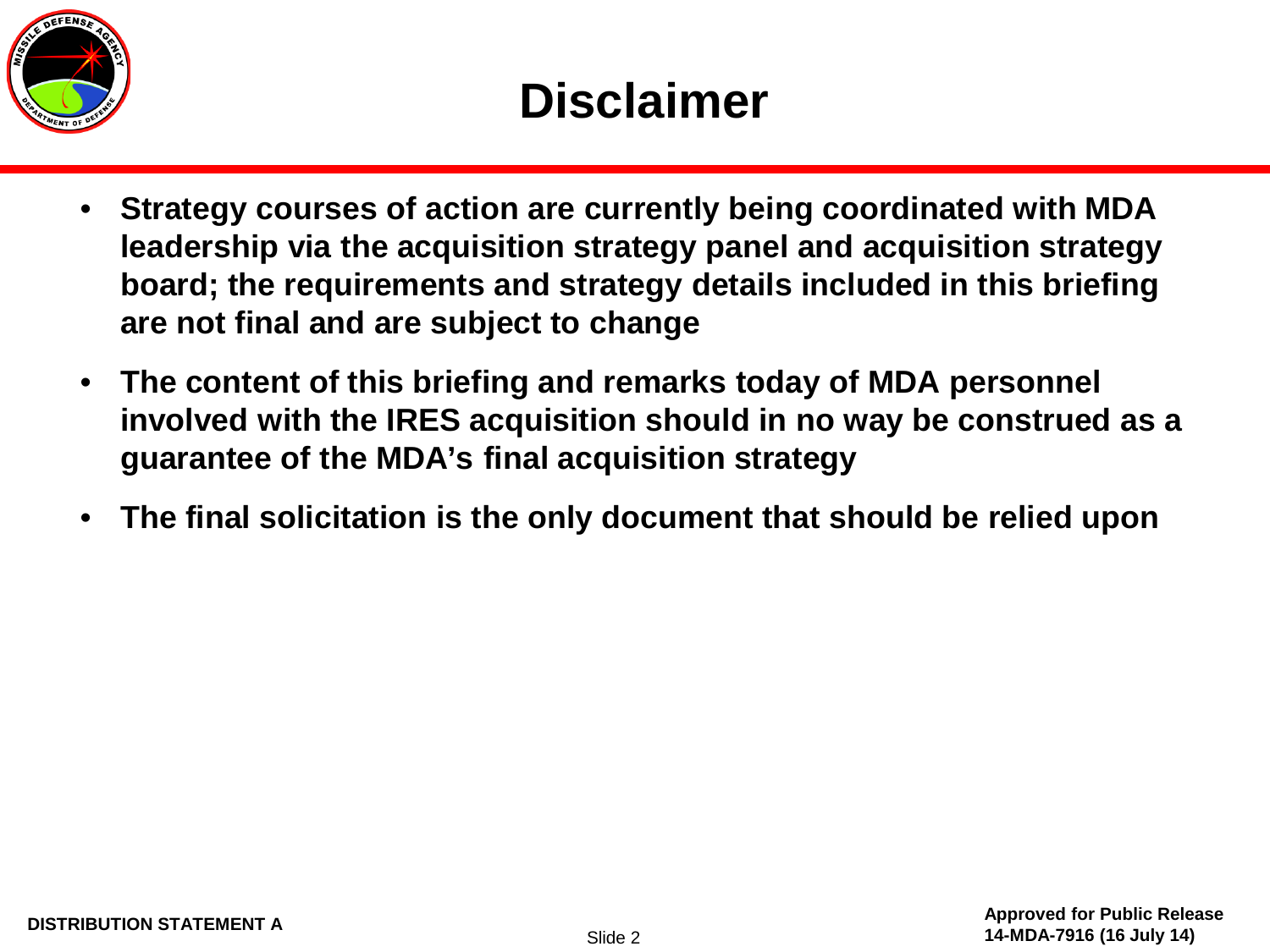# Disclaimer

- **Strategy courses of action are currently being coordinated with MDA leadership via the acquisition strategy panel and acquisition strategy board; the requirements and strategy details included in this briefing are not final and are subject to change**
- **The content of this briefing and remarks today of MDA personnel involved with the IRES acquisition should in no way be construed as a guarantee of the MDA's final acquisition strategy**
- **The final solicitation is the only document that should be relied upon**

**DISTRIBUTION STATEMENT A**

**Approved for Public Release 14-MDA-7916 (16 July 14)**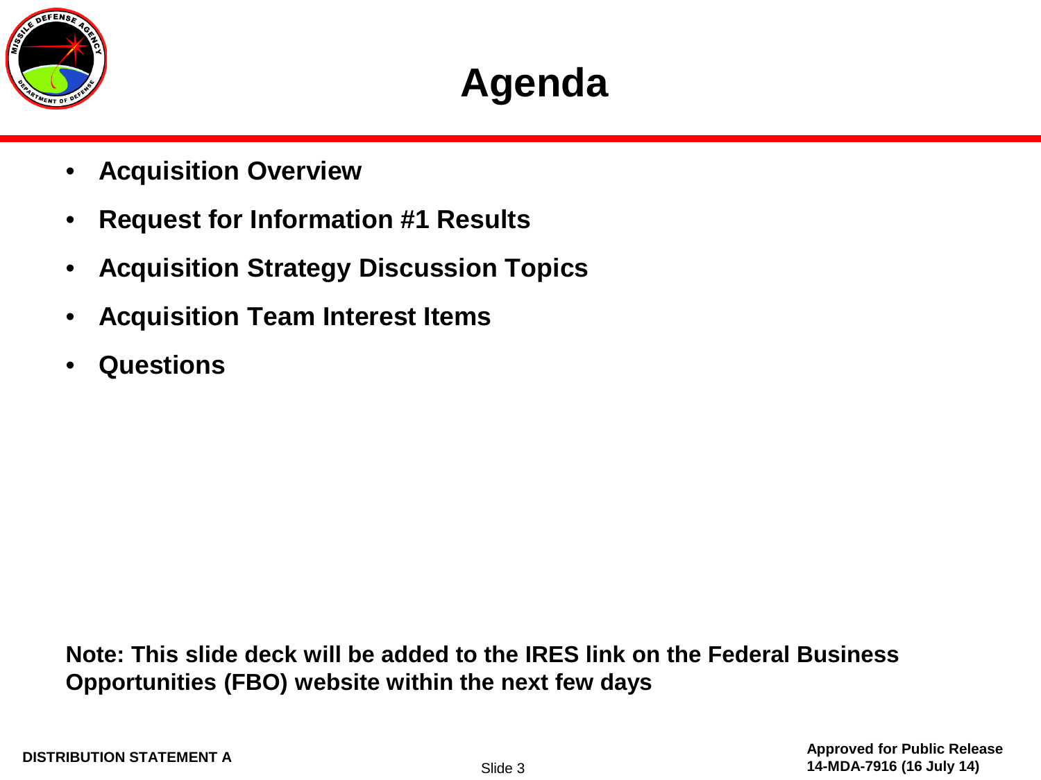# Agenda

- **Acquisition Overview**
- **Request for Information #1 Results**
- **Acquisition Strategy Discussion Topics**
- **Acquisition Team Interest Items**
- **Questions**

**Note: This slide deck will be added to the IRES link on the Federal Business Opportunities (FBO) website within the next few days**

**DISTRIBUTION STATEMENT A**

**Approved for Public Release**
**14-MDA-7916 (16 July 14)**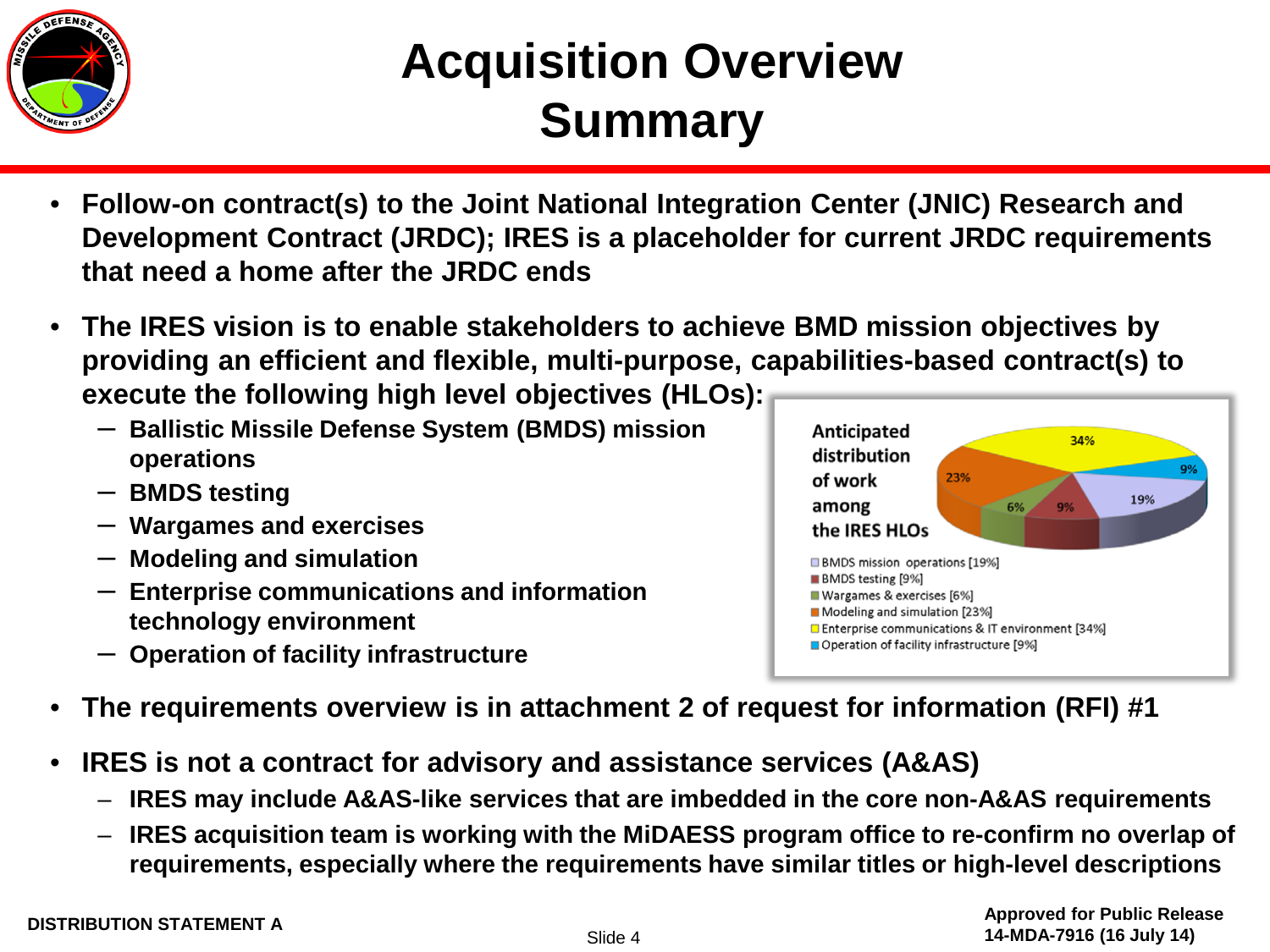# Acquisition Overview Summary

- Follow-on contract(s) to the Joint National Integration Center (JNIC) Research and Development Contract (JRDC); IRES is a placeholder for current JRDC requirements that need a home after the JRDC ends
- The IRES vision is to enable stakeholders to achieve BMD mission objectives by providing an efficient and flexible, multi-purpose, capabilities-based contract(s) to execute the following high level objectives (HLOs):
  - Ballistic Missile Defense System (BMDS) mission operations
  - BMDS testing
  - Wargames and exercises
  - Modeling and simulation
  - Enterprise communications and information technology environment
  - Operation of facility infrastructure

Anticipated distribution of work among the IRES HLOs

| HLO | Share |
| --- | --- |
| BMDS mission operations | 19% |
| BMDS testing | 9% |
| Wargames & exercises | 6% |
| Modeling and simulation | 23% |
| Enterprise communications & IT environment | 34% |
| Operation of facility infrastructure | 9% |

- The requirements overview is in attachment 2 of request for information (RFI) #1
- IRES is not a contract for advisory and assistance services (A&AS)
  - IRES may include A&AS-like services that are imbedded in the core non-A&AS requirements
  - IRES acquisition team is working with the MiDAESS program office to re-confirm no overlap of requirements, especially where the requirements have similar titles or high-level descriptions

DISTRIBUTION STATEMENT A

Approved for Public Release
14-MDA-7916 (16 July 14)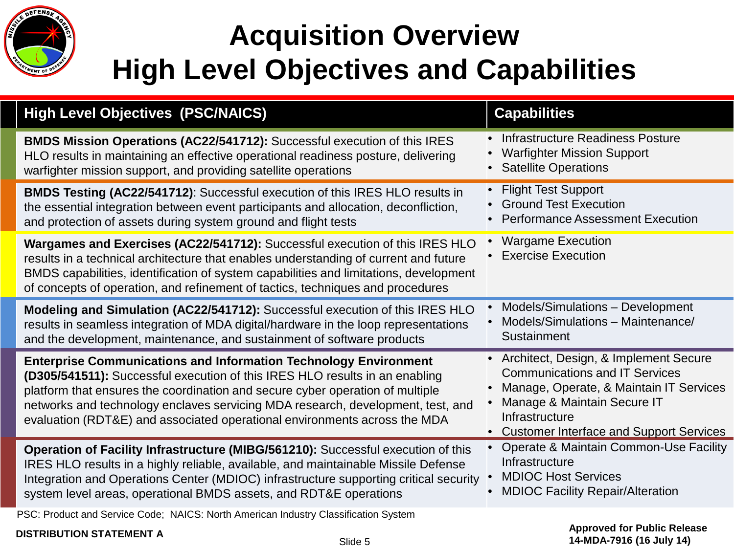# Acquisition Overview
# High Level Objectives and Capabilities

| High Level Objectives (PSC/NAICS) | Capabilities |
|---|---|
| **BMDS Mission Operations (AC22/541712):** Successful execution of this IRES HLO results in maintaining an effective operational readiness posture, delivering warfighter mission support, and providing satellite operations | • Infrastructure Readiness Posture<br>• Warfighter Mission Support<br>• Satellite Operations |
| **BMDS Testing (AC22/541712)**: Successful execution of this IRES HLO results in the essential integration between event participants and allocation, deconfliction, and protection of assets during system ground and flight tests | • Flight Test Support<br>• Ground Test Execution<br>• Performance Assessment Execution |
| **Wargames and Exercises (AC22/541712):** Successful execution of this IRES HLO results in a technical architecture that enables understanding of current and future BMDS capabilities, identification of system capabilities and limitations, development of concepts of operation, and refinement of tactics, techniques and procedures | • Wargame Execution<br>• Exercise Execution |
| **Modeling and Simulation (AC22/541712):** Successful execution of this IRES HLO results in seamless integration of MDA digital/hardware in the loop representations and the development, maintenance, and sustainment of software products | • Models/Simulations – Development<br>• Models/Simulations – Maintenance/ Sustainment |
| **Enterprise Communications and Information Technology Environment (D305/541511):** Successful execution of this IRES HLO results in an enabling platform that ensures the coordination and secure cyber operation of multiple networks and technology enclaves servicing MDA research, development, test, and evaluation (RDT&E) and associated operational environments across the MDA | • Architect, Design, & Implement Secure Communications and IT Services<br>• Manage, Operate, & Maintain IT Services<br>• Manage & Maintain Secure IT Infrastructure<br>• Customer Interface and Support Services |
| **Operation of Facility Infrastructure (MIBG/561210):** Successful execution of this IRES HLO results in a highly reliable, available, and maintainable Missile Defense Integration and Operations Center (MDIOC) infrastructure supporting critical security system level areas, operational BMDS assets, and RDT&E operations | • Operate & Maintain Common-Use Facility Infrastructure<br>• MDIOC Host Services<br>• MDIOC Facility Repair/Alteration |

PSC: Product and Service Code; NAICS: North American Industry Classification System

**DISTRIBUTION STATEMENT A**

**Approved for Public Release 14-MDA-7916 (16 July 14)**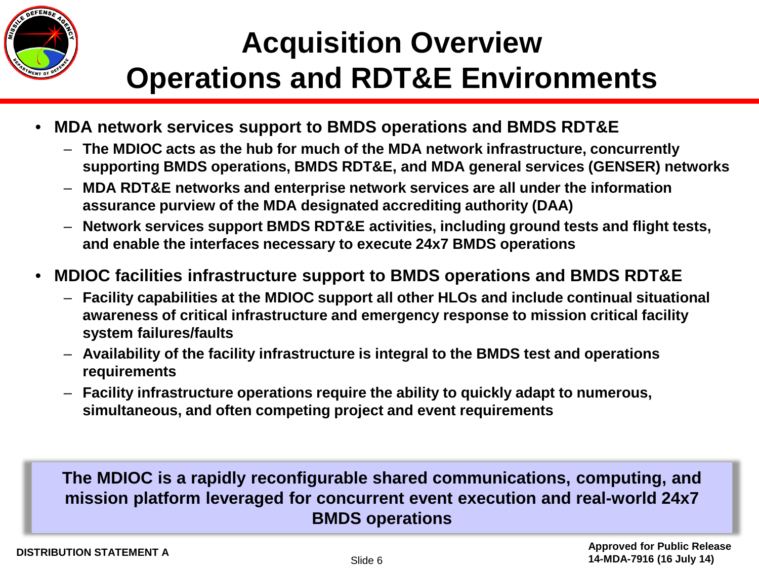# Acquisition Overview
# Operations and RDT&E Environments

- **MDA network services support to BMDS operations and BMDS RDT&E**
  - **The MDIOC acts as the hub for much of the MDA network infrastructure, concurrently supporting BMDS operations, BMDS RDT&E, and MDA general services (GENSER) networks**
  - **MDA RDT&E networks and enterprise network services are all under the information assurance purview of the MDA designated accrediting authority (DAA)**
  - **Network services support BMDS RDT&E activities, including ground tests and flight tests, and enable the interfaces necessary to execute 24x7 BMDS operations**
- **MDIOC facilities infrastructure support to BMDS operations and BMDS RDT&E**
  - **Facility capabilities at the MDIOC support all other HLOs and include continual situational awareness of critical infrastructure and emergency response to mission critical facility system failures/faults**
  - **Availability of the facility infrastructure is integral to the BMDS test and operations requirements**
  - **Facility infrastructure operations require the ability to quickly adapt to numerous, simultaneous, and often competing project and event requirements**

**The MDIOC is a rapidly reconfigurable shared communications, computing, and mission platform leveraged for concurrent event execution and real-world 24x7 BMDS operations**

**DISTRIBUTION STATEMENT A**

**Approved for Public Release 14-MDA-7916 (16 July 14)**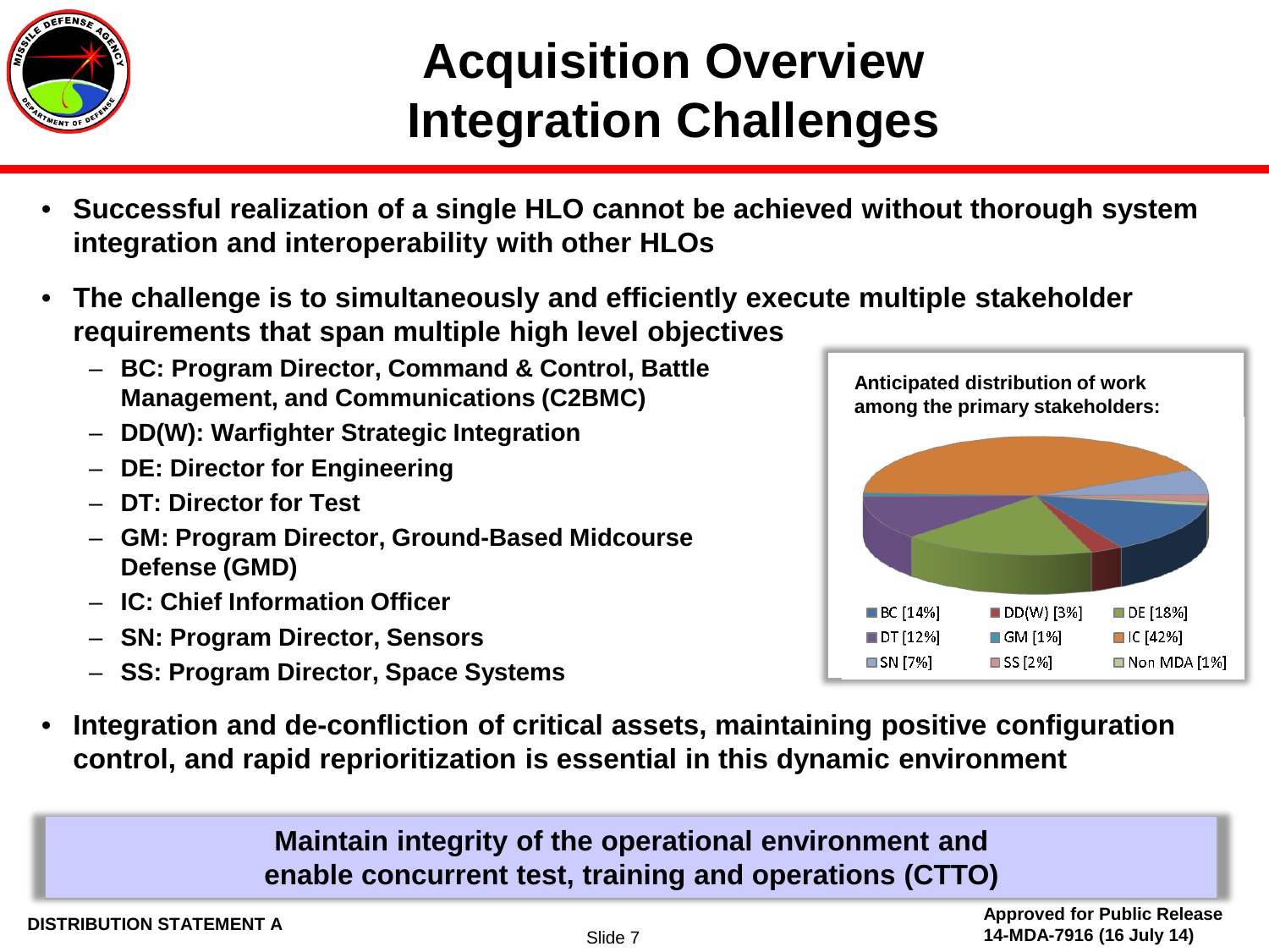# Acquisition Overview Integration Challenges

- **Successful realization of a single HLO cannot be achieved without thorough system integration and interoperability with other HLOs**
- **The challenge is to simultaneously and efficiently execute multiple stakeholder requirements that span multiple high level objectives**
  - **BC: Program Director, Command & Control, Battle Management, and Communications (C2BMC)**
  - **DD(W): Warfighter Strategic Integration**
  - **DE: Director for Engineering**
  - **DT: Director for Test**
  - **GM: Program Director, Ground-Based Midcourse Defense (GMD)**
  - **IC: Chief Information Officer**
  - **SN: Program Director, Sensors**
  - **SS: Program Director, Space Systems**

**Anticipated distribution of work among the primary stakeholders:**

| Stakeholder | Share |
|---|---|
| BC | 14% |
| DD(W) | 3% |
| DE | 18% |
| DT | 12% |
| GM | 1% |
| IC | 42% |
| SN | 7% |
| SS | 2% |
| Non MDA | 1% |

- **Integration and de-confliction of critical assets, maintaining positive configuration control, and rapid reprioritization is essential in this dynamic environment**

**Maintain integrity of the operational environment and enable concurrent test, training and operations (CTTO)**

DISTRIBUTION STATEMENT A

Approved for Public Release 14-MDA-7916 (16 July 14)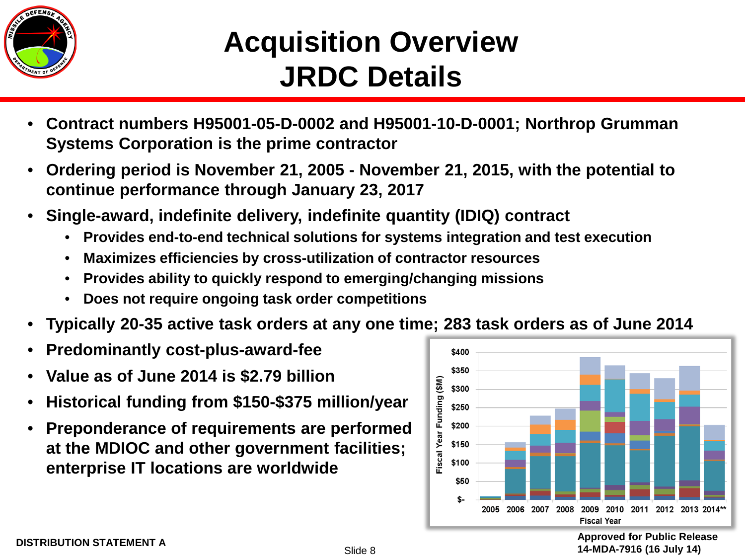# Acquisition Overview
# JRDC Details

- Contract numbers H95001-05-D-0002 and H95001-10-D-0001; Northrop Grumman Systems Corporation is the prime contractor
- Ordering period is November 21, 2005 - November 21, 2015, with the potential to continue performance through January 23, 2017
- Single-award, indefinite delivery, indefinite quantity (IDIQ) contract
  - Provides end-to-end technical solutions for systems integration and test execution
  - Maximizes efficiencies by cross-utilization of contractor resources
  - Provides ability to quickly respond to emerging/changing missions
  - Does not require ongoing task order competitions
- Typically 20-35 active task orders at any one time; 283 task orders as of June 2014
- Predominantly cost-plus-award-fee
- Value as of June 2014 is $2.79 billion
- Historical funding from $150-$375 million/year
- Preponderance of requirements are performed at the MDIOC and other government facilities; enterprise IT locations are worldwide

Fiscal Year Funding ($M) by Fiscal Year: 2005, 2006, 2007, 2008, 2009, 2010, 2011, 2012, 2013, 2014**

DISTRIBUTION STATEMENT A

Approved for Public Release
14-MDA-7916 (16 July 14)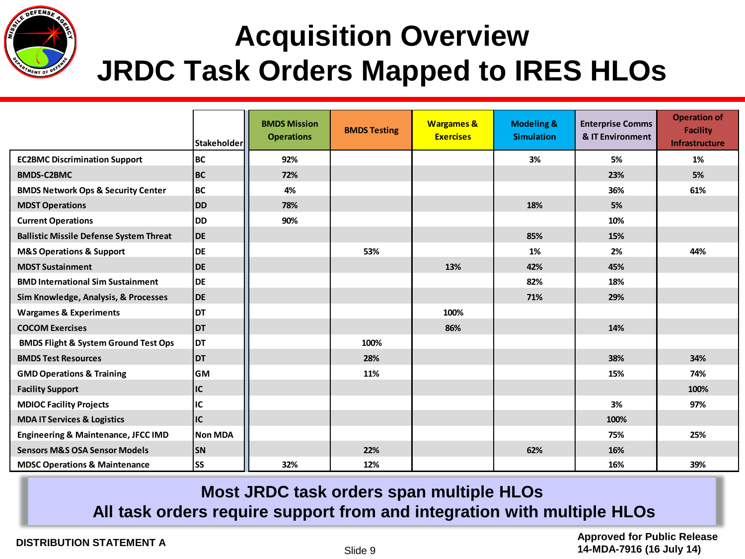# Acquisition Overview
# JRDC Task Orders Mapped to IRES HLOs

| | Stakeholder | BMDS Mission Operations | BMDS Testing | Wargames & Exercises | Modeling & Simulation | Enterprise Comms & IT Environment | Operation of Facility Infrastructure |
|---|---|---|---|---|---|---|---|
| **EC2BMC Discrimination Support** | BC | 92% | | | 3% | 5% | 1% |
| **BMDS-C2BMC** | BC | 72% | | | | 23% | 5% |
| **BMDS Network Ops & Security Center** | BC | 4% | | | | 36% | 61% |
| **MDST Operations** | DD | 78% | | | 18% | 5% | |
| **Current Operations** | DD | 90% | | | | 10% | |
| **Ballistic Missile Defense System Threat** | DE | | | | 85% | 15% | |
| **M&S Operations & Support** | DE | | 53% | | 1% | 2% | 44% |
| **MDST Sustainment** | DE | | | 13% | 42% | 45% | |
| **BMD International Sim Sustainment** | DE | | | | 82% | 18% | |
| **Sim Knowledge, Analysis, & Processes** | DE | | | | 71% | 29% | |
| **Wargames & Experiments** | DT | | | 100% | | | |
| **COCOM Exercises** | DT | | | 86% | | 14% | |
| **BMDS Flight & System Ground Test Ops** | DT | | 100% | | | | |
| **BMDS Test Resources** | DT | | 28% | | | 38% | 34% |
| **GMD Operations & Training** | GM | | 11% | | | 15% | 74% |
| **Facility Support** | IC | | | | | | 100% |
| **MDIOC Facility Projects** | IC | | | | | 3% | 97% |
| **MDA IT Services & Logistics** | IC | | | | | 100% | |
| **Engineering & Maintenance, JFCC IMD** | Non MDA | | | | | 75% | 25% |
| **Sensors M&S OSA Sensor Models** | SN | | 22% | | 62% | 16% | |
| **MDSC Operations & Maintenance** | SS | 32% | 12% | | | 16% | 39% |

**Most JRDC task orders span multiple HLOs**
**All task orders require support from and integration with multiple HLOs**

DISTRIBUTION STATEMENT A

Approved for Public Release
14-MDA-7916 (16 July 14)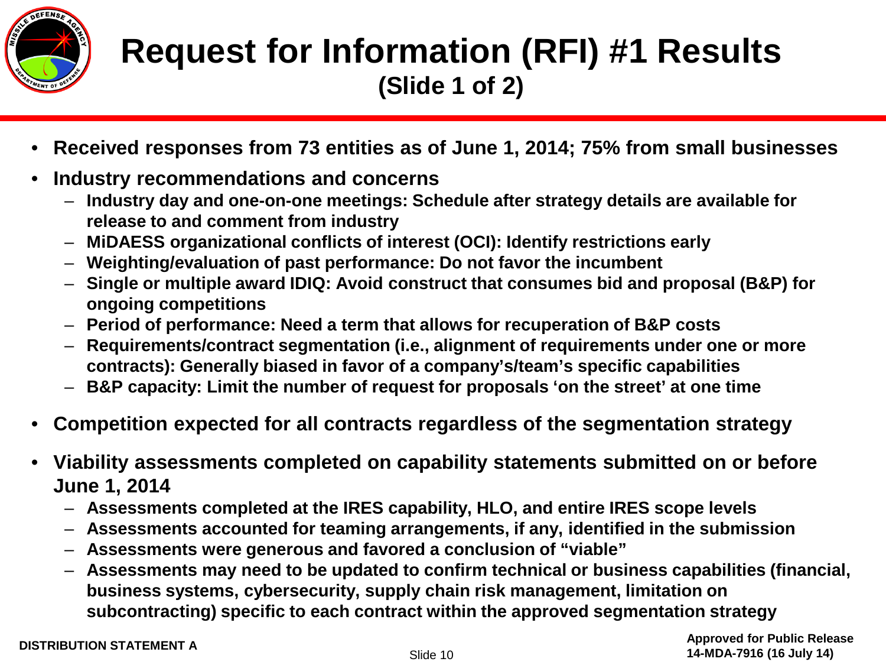# Request for Information (RFI) #1 Results
## (Slide 1 of 2)

- **Received responses from 73 entities as of June 1, 2014; 75% from small businesses**
- **Industry recommendations and concerns**
  - **Industry day and one-on-one meetings: Schedule after strategy details are available for release to and comment from industry**
  - **MiDAESS organizational conflicts of interest (OCI): Identify restrictions early**
  - **Weighting/evaluation of past performance: Do not favor the incumbent**
  - **Single or multiple award IDIQ: Avoid construct that consumes bid and proposal (B&P) for ongoing competitions**
  - **Period of performance: Need a term that allows for recuperation of B&P costs**
  - **Requirements/contract segmentation (i.e., alignment of requirements under one or more contracts): Generally biased in favor of a company's/team's specific capabilities**
  - **B&P capacity: Limit the number of request for proposals 'on the street' at one time**
- **Competition expected for all contracts regardless of the segmentation strategy**
- **Viability assessments completed on capability statements submitted on or before June 1, 2014**
  - **Assessments completed at the IRES capability, HLO, and entire IRES scope levels**
  - **Assessments accounted for teaming arrangements, if any, identified in the submission**
  - **Assessments were generous and favored a conclusion of "viable"**
  - **Assessments may need to be updated to confirm technical or business capabilities (financial, business systems, cybersecurity, supply chain risk management, limitation on subcontracting) specific to each contract within the approved segmentation strategy**

**DISTRIBUTION STATEMENT A**

**Approved for Public Release**
**14-MDA-7916 (16 July 14)**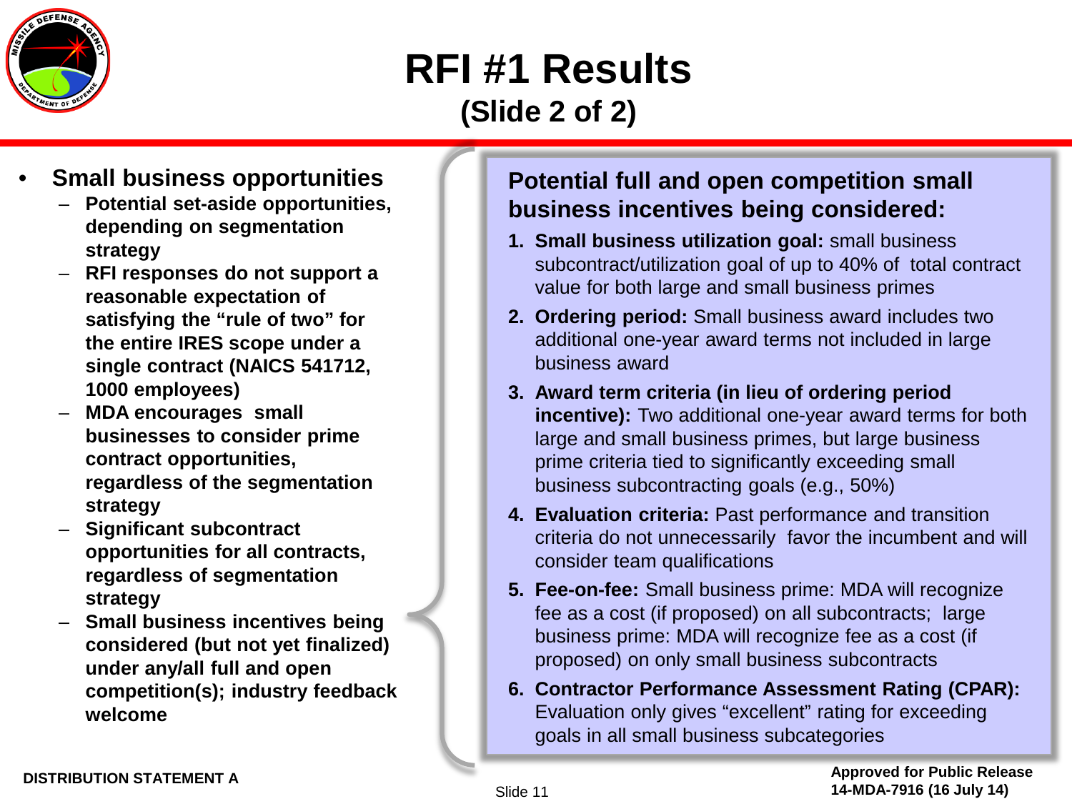# RFI #1 Results

## (Slide 2 of 2)

- **Small business opportunities**
  - **Potential set-aside opportunities, depending on segmentation strategy**
  - **RFI responses do not support a reasonable expectation of satisfying the "rule of two" for the entire IRES scope under a single contract (NAICS 541712, 1000 employees)**
  - **MDA encourages small businesses to consider prime contract opportunities, regardless of the segmentation strategy**
  - **Significant subcontract opportunities for all contracts, regardless of segmentation strategy**
  - **Small business incentives being considered (but not yet finalized) under any/all full and open competition(s); industry feedback welcome**

### Potential full and open competition small business incentives being considered:

1. **Small business utilization goal:** small business subcontract/utilization goal of up to 40% of total contract value for both large and small business primes
2. **Ordering period:** Small business award includes two additional one-year award terms not included in large business award
3. **Award term criteria (in lieu of ordering period incentive):** Two additional one-year award terms for both large and small business primes, but large business prime criteria tied to significantly exceeding small business subcontracting goals (e.g., 50%)
4. **Evaluation criteria:** Past performance and transition criteria do not unnecessarily favor the incumbent and will consider team qualifications
5. **Fee-on-fee:** Small business prime: MDA will recognize fee as a cost (if proposed) on all subcontracts; large business prime: MDA will recognize fee as a cost (if proposed) on only small business subcontracts
6. **Contractor Performance Assessment Rating (CPAR):** Evaluation only gives "excellent" rating for exceeding goals in all small business subcategories

**DISTRIBUTION STATEMENT A**

**Approved for Public Release 14-MDA-7916 (16 July 14)**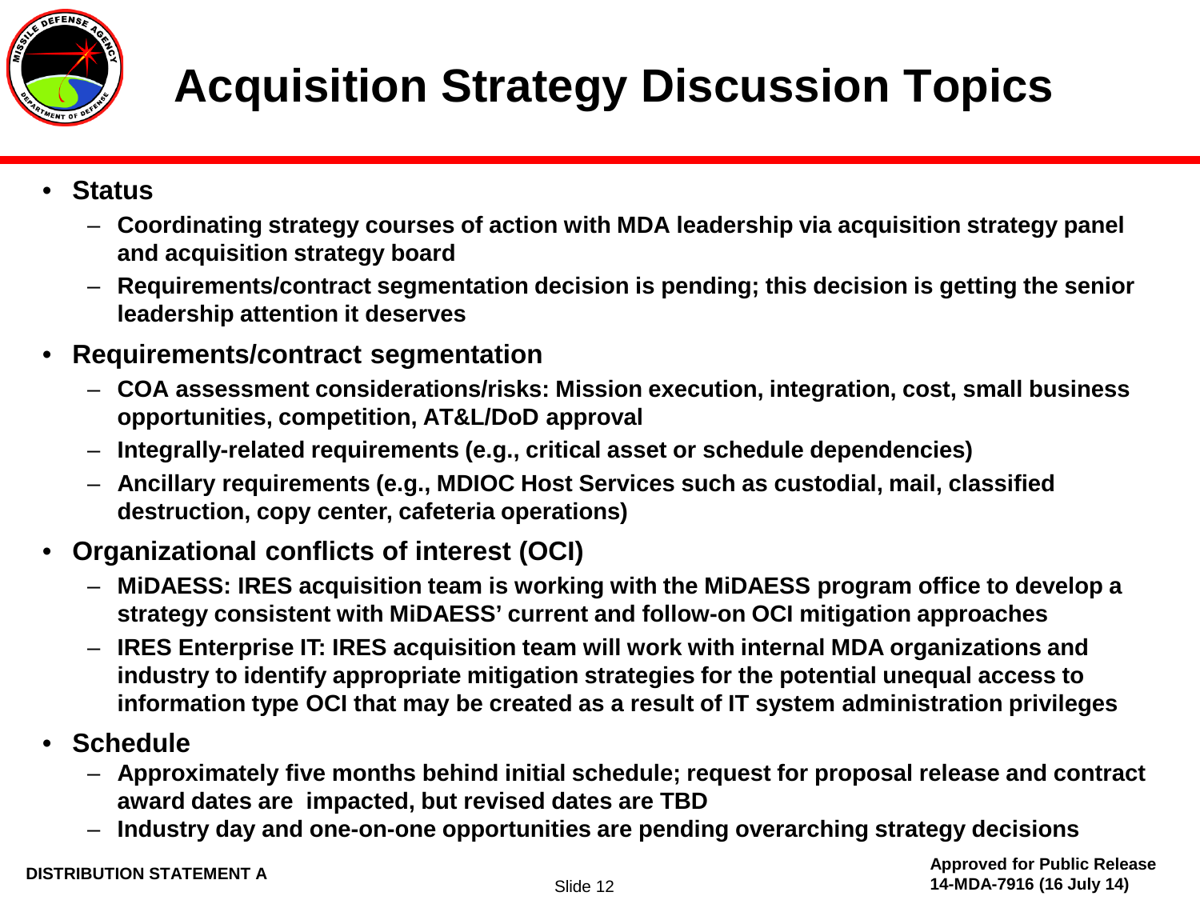# Acquisition Strategy Discussion Topics

- **Status**
  - **Coordinating strategy courses of action with MDA leadership via acquisition strategy panel and acquisition strategy board**
  - **Requirements/contract segmentation decision is pending; this decision is getting the senior leadership attention it deserves**
- **Requirements/contract segmentation**
  - **COA assessment considerations/risks: Mission execution, integration, cost, small business opportunities, competition, AT&L/DoD approval**
  - **Integrally-related requirements (e.g., critical asset or schedule dependencies)**
  - **Ancillary requirements (e.g., MDIOC Host Services such as custodial, mail, classified destruction, copy center, cafeteria operations)**
- **Organizational conflicts of interest (OCI)**
  - **MiDAESS: IRES acquisition team is working with the MiDAESS program office to develop a strategy consistent with MiDAESS' current and follow-on OCI mitigation approaches**
  - **IRES Enterprise IT: IRES acquisition team will work with internal MDA organizations and industry to identify appropriate mitigation strategies for the potential unequal access to information type OCI that may be created as a result of IT system administration privileges**
- **Schedule**
  - **Approximately five months behind initial schedule; request for proposal release and contract award dates are impacted, but revised dates are TBD**
  - **Industry day and one-on-one opportunities are pending overarching strategy decisions**

**DISTRIBUTION STATEMENT A**

**Approved for Public Release**
**14-MDA-7916 (16 July 14)**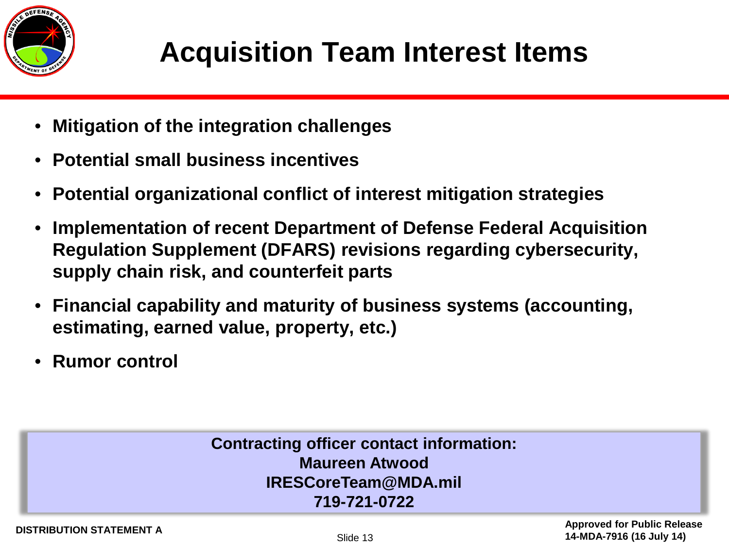# Acquisition Team Interest Items

- **Mitigation of the integration challenges**
- **Potential small business incentives**
- **Potential organizational conflict of interest mitigation strategies**
- **Implementation of recent Department of Defense Federal Acquisition Regulation Supplement (DFARS) revisions regarding cybersecurity, supply chain risk, and counterfeit parts**
- **Financial capability and maturity of business systems (accounting, estimating, earned value, property, etc.)**
- **Rumor control**

**Contracting officer contact information:**
**Maureen Atwood**
**IRESCoreTeam@MDA.mil**
**719-721-0722**

**DISTRIBUTION STATEMENT A**

**Approved for Public Release**
**14-MDA-7916 (16 July 14)**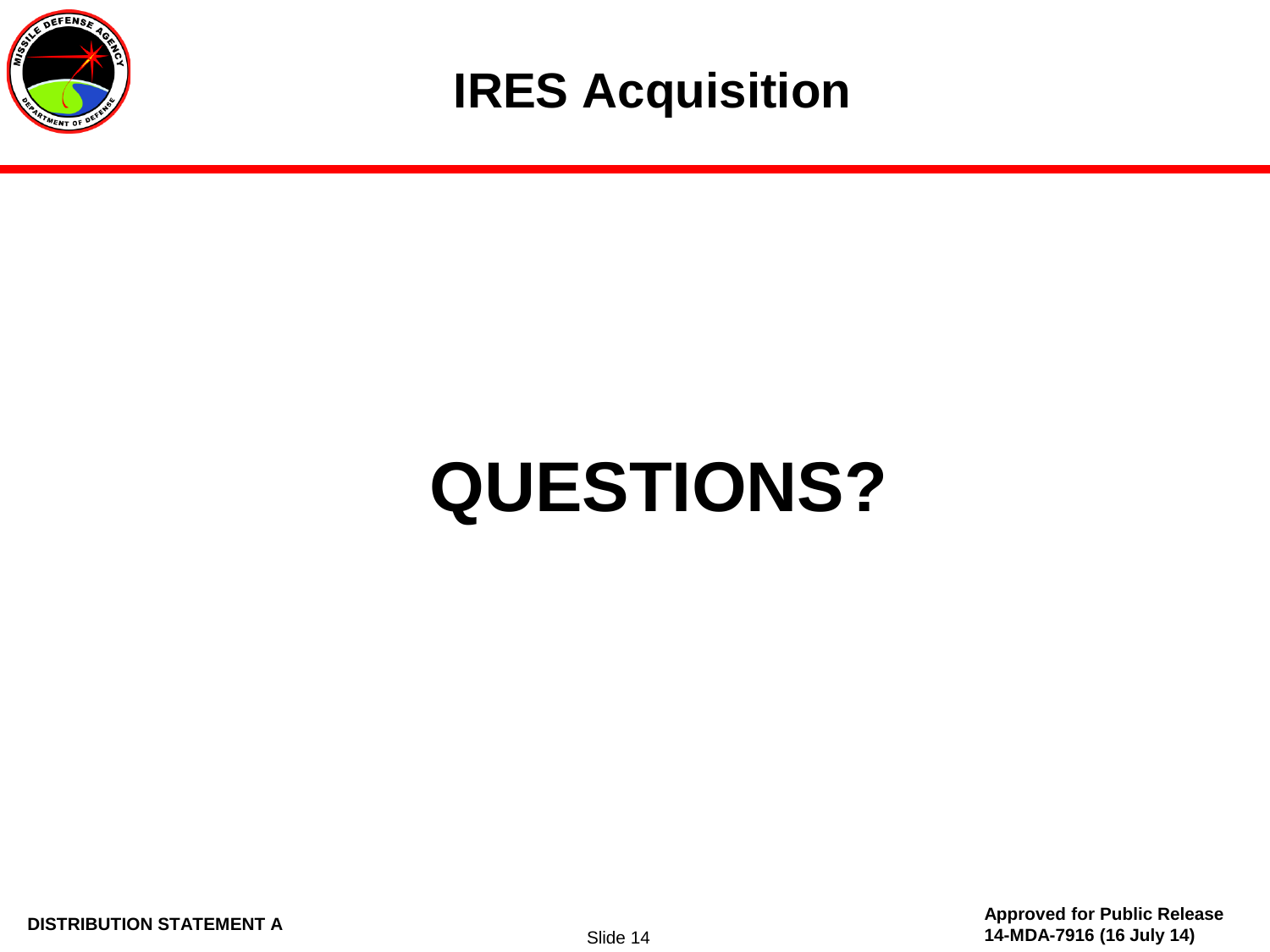# IRES Acquisition

# QUESTIONS?

**DISTRIBUTION STATEMENT A**

**Approved for Public Release**
**14-MDA-7916 (16 July 14)**